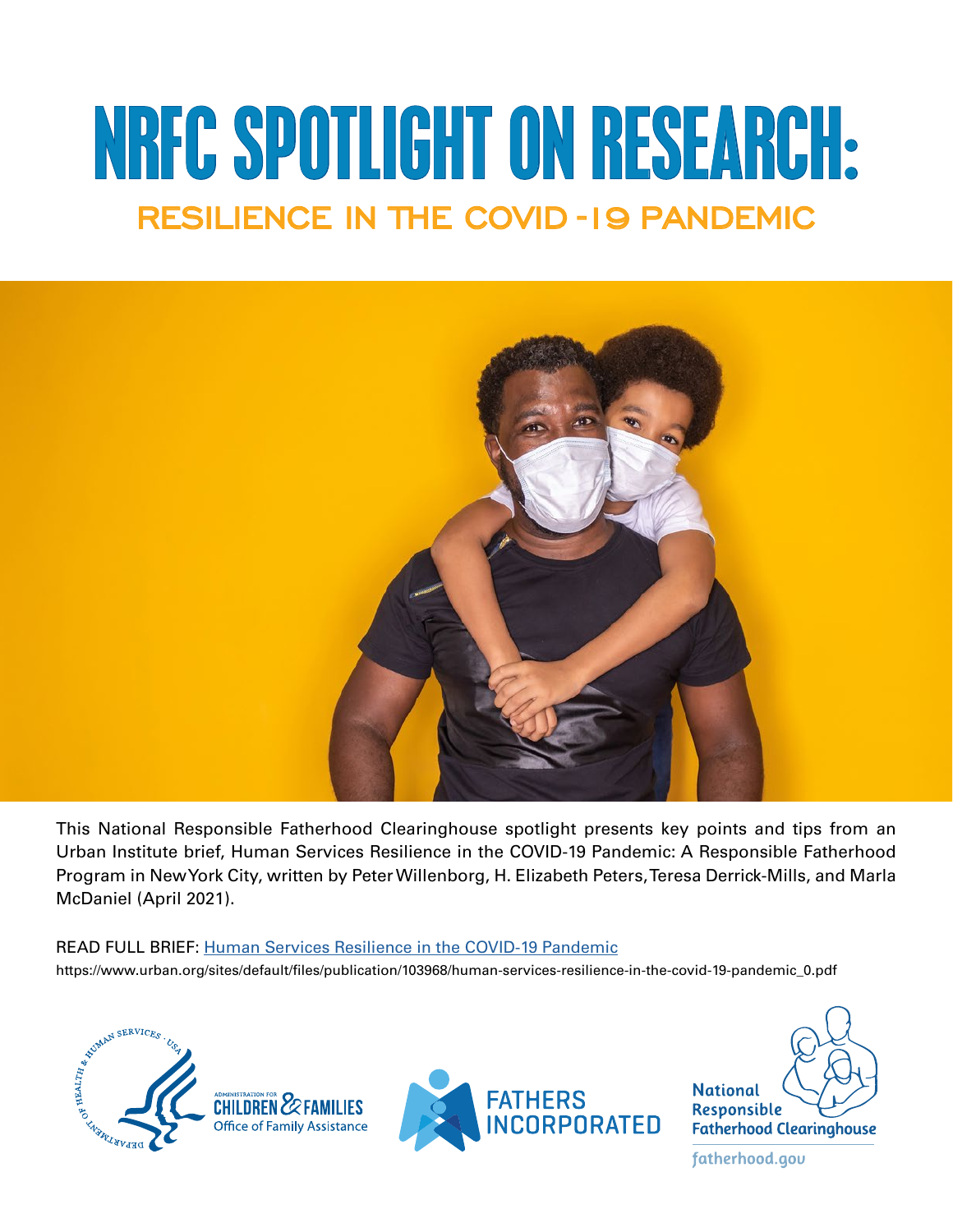# NRFC SPOTLIGHT ON RESEARCH:

## RESILIENCE IN THE COVID-19 PANDEMIC

This National Responsible Fatherhood Clearinghouse spotlight presents key points and tips from an Urban Institute brief, Human Services Resilience in the COVID-19 Pandemic: A Responsible Fatherhood Program in New York City, written by Peter Willenborg, H. Elizabeth Peters, Teresa Derrick-Mills, and Marla McDaniel (April 2021).

READ FULL BRIEF: [Human Services Resilience in the COVID-19 Pandemic](https://www.urban.org/sites/default/files/publication/103968/human-services-resilience-in-the-covid-19-pandemic_0.pdf)

https://www.urban.org/sites/default/files/publication/103968/human-services-resilience-in-the-covid-19-pandemic_0.pdf

Administration for Children & Families Office of Family Assistance

Fathers Incorporated

National Responsible Fatherhood Clearinghouse

fatherhood.gov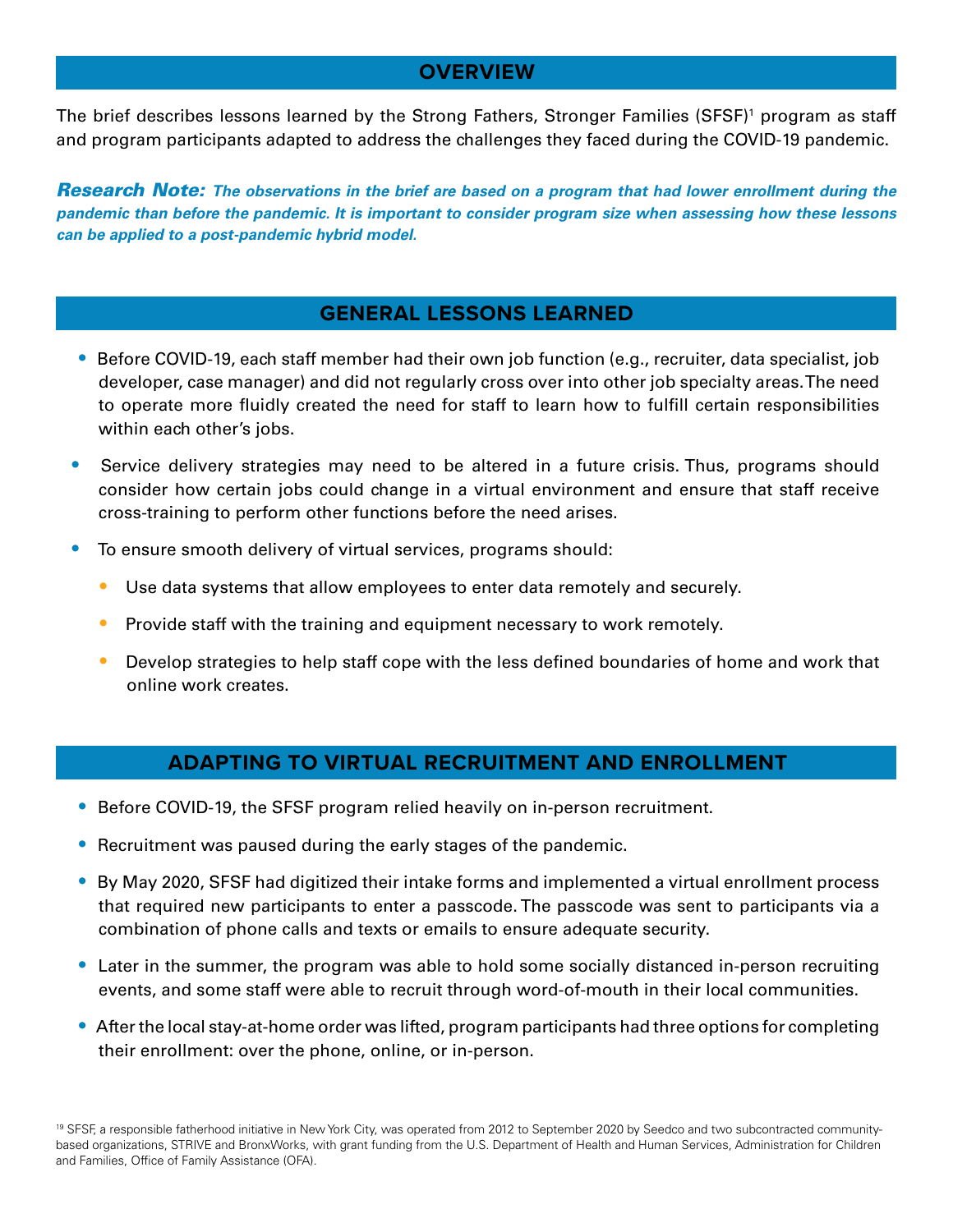## OVERVIEW

The brief describes lessons learned by the Strong Fathers, Stronger Families (SFSF)[1] program as staff and program participants adapted to address the challenges they faced during the COVID-19 pandemic.

***Research Note:*** ***The observations in the brief are based on a program that had lower enrollment during the pandemic than before the pandemic. It is important to consider program size when assessing how these lessons can be applied to a post-pandemic hybrid model.***

## GENERAL LESSONS LEARNED

- Before COVID-19, each staff member had their own job function (e.g., recruiter, data specialist, job developer, case manager) and did not regularly cross over into other job specialty areas. The need to operate more fluidly created the need for staff to learn how to fulfill certain responsibilities within each other's jobs.
- Service delivery strategies may need to be altered in a future crisis. Thus, programs should consider how certain jobs could change in a virtual environment and ensure that staff receive cross-training to perform other functions before the need arises.
- To ensure smooth delivery of virtual services, programs should:
  - Use data systems that allow employees to enter data remotely and securely.
  - Provide staff with the training and equipment necessary to work remotely.
  - Develop strategies to help staff cope with the less defined boundaries of home and work that online work creates.

## ADAPTING TO VIRTUAL RECRUITMENT AND ENROLLMENT

- Before COVID-19, the SFSF program relied heavily on in-person recruitment.
- Recruitment was paused during the early stages of the pandemic.
- By May 2020, SFSF had digitized their intake forms and implemented a virtual enrollment process that required new participants to enter a passcode. The passcode was sent to participants via a combination of phone calls and texts or emails to ensure adequate security.
- Later in the summer, the program was able to hold some socially distanced in-person recruiting events, and some staff were able to recruit through word-of-mouth in their local communities.
- After the local stay-at-home order was lifted, program participants had three options for completing their enrollment: over the phone, online, or in-person.

[19] SFSF, a responsible fatherhood initiative in New York City, was operated from 2012 to September 2020 by Seedco and two subcontracted community-based organizations, STRIVE and BronxWorks, with grant funding from the U.S. Department of Health and Human Services, Administration for Children and Families, Office of Family Assistance (OFA).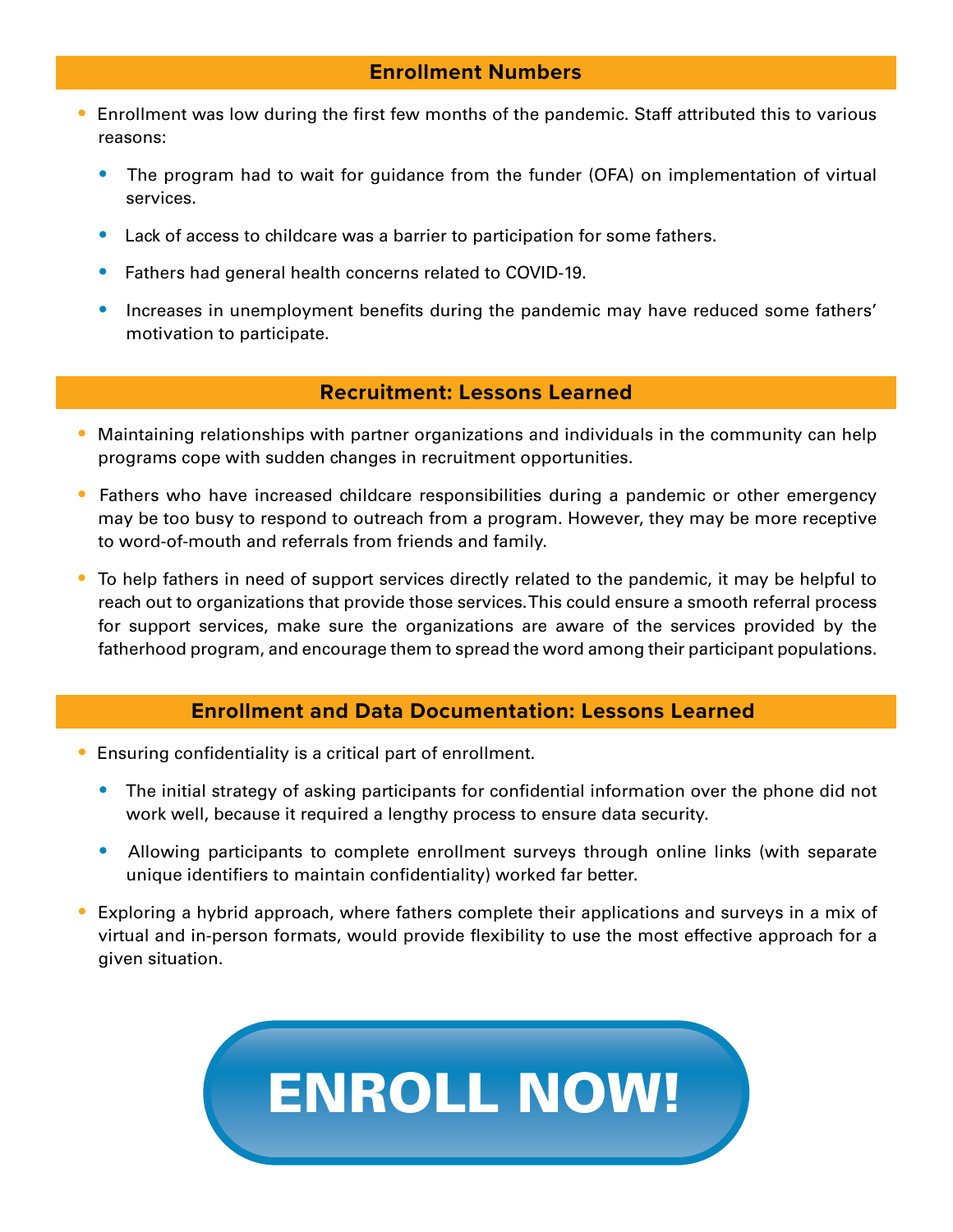## Enrollment Numbers

- Enrollment was low during the first few months of the pandemic. Staff attributed this to various reasons:
  - The program had to wait for guidance from the funder (OFA) on implementation of virtual services.
  - Lack of access to childcare was a barrier to participation for some fathers.
  - Fathers had general health concerns related to COVID-19.
  - Increases in unemployment benefits during the pandemic may have reduced some fathers' motivation to participate.

## Recruitment: Lessons Learned

- Maintaining relationships with partner organizations and individuals in the community can help programs cope with sudden changes in recruitment opportunities.
- Fathers who have increased childcare responsibilities during a pandemic or other emergency may be too busy to respond to outreach from a program. However, they may be more receptive to word-of-mouth and referrals from friends and family.
- To help fathers in need of support services directly related to the pandemic, it may be helpful to reach out to organizations that provide those services. This could ensure a smooth referral process for support services, make sure the organizations are aware of the services provided by the fatherhood program, and encourage them to spread the word among their participant populations.

## Enrollment and Data Documentation: Lessons Learned

- Ensuring confidentiality is a critical part of enrollment.
  - The initial strategy of asking participants for confidential information over the phone did not work well, because it required a lengthy process to ensure data security.
  - Allowing participants to complete enrollment surveys through online links (with separate unique identifiers to maintain confidentiality) worked far better.
- Exploring a hybrid approach, where fathers complete their applications and surveys in a mix of virtual and in-person formats, would provide flexibility to use the most effective approach for a given situation.

**ENROLL NOW!**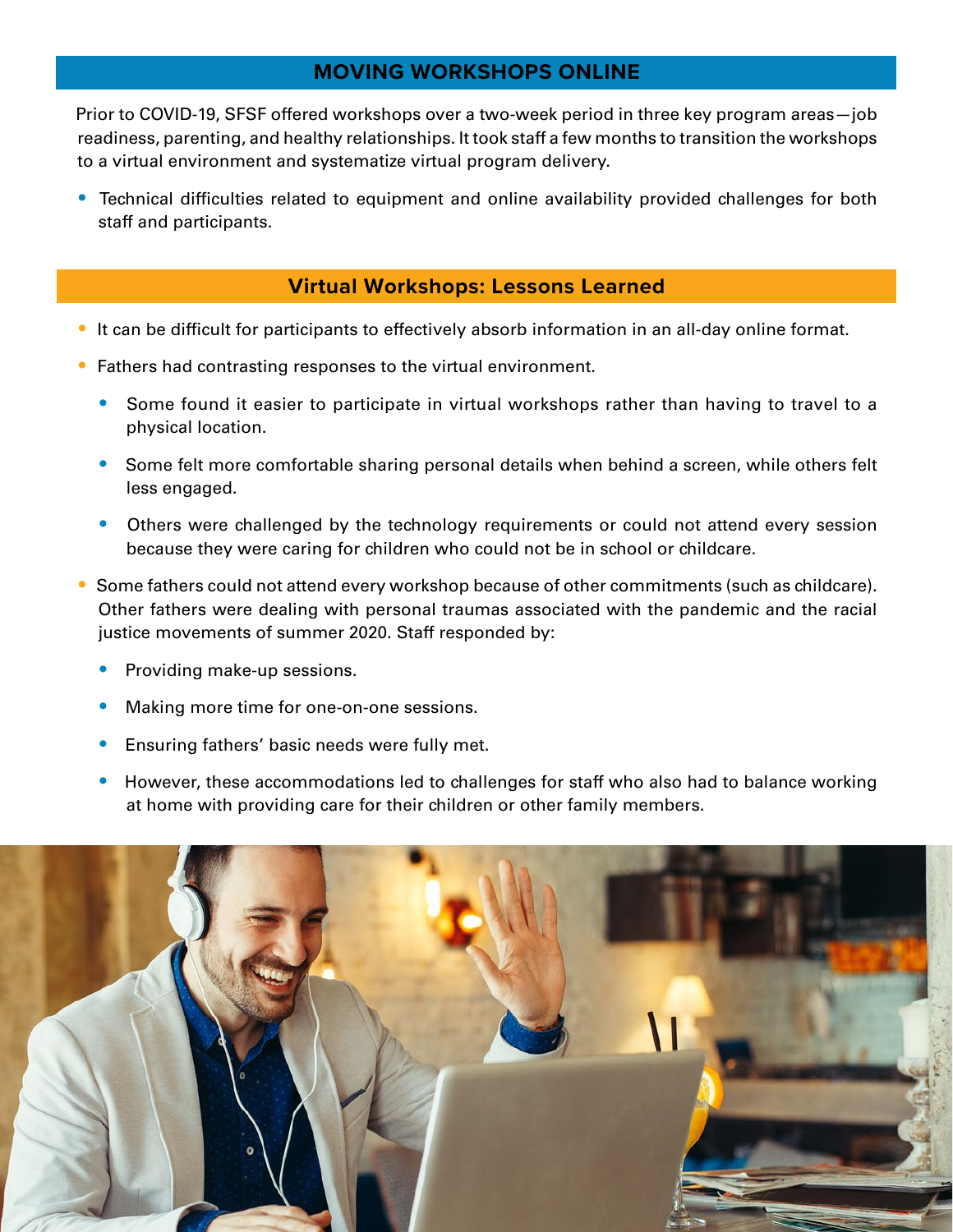## MOVING WORKSHOPS ONLINE

Prior to COVID-19, SFSF offered workshops over a two-week period in three key program areas—job readiness, parenting, and healthy relationships. It took staff a few months to transition the workshops to a virtual environment and systematize virtual program delivery.

- Technical difficulties related to equipment and online availability provided challenges for both staff and participants.

### Virtual Workshops: Lessons Learned

- It can be difficult for participants to effectively absorb information in an all-day online format.
- Fathers had contrasting responses to the virtual environment.
  - Some found it easier to participate in virtual workshops rather than having to travel to a physical location.
  - Some felt more comfortable sharing personal details when behind a screen, while others felt less engaged.
  - Others were challenged by the technology requirements or could not attend every session because they were caring for children who could not be in school or childcare.
- Some fathers could not attend every workshop because of other commitments (such as childcare). Other fathers were dealing with personal traumas associated with the pandemic and the racial justice movements of summer 2020. Staff responded by:
  - Providing make-up sessions.
  - Making more time for one-on-one sessions.
  - Ensuring fathers' basic needs were fully met.
  - However, these accommodations led to challenges for staff who also had to balance working at home with providing care for their children or other family members.